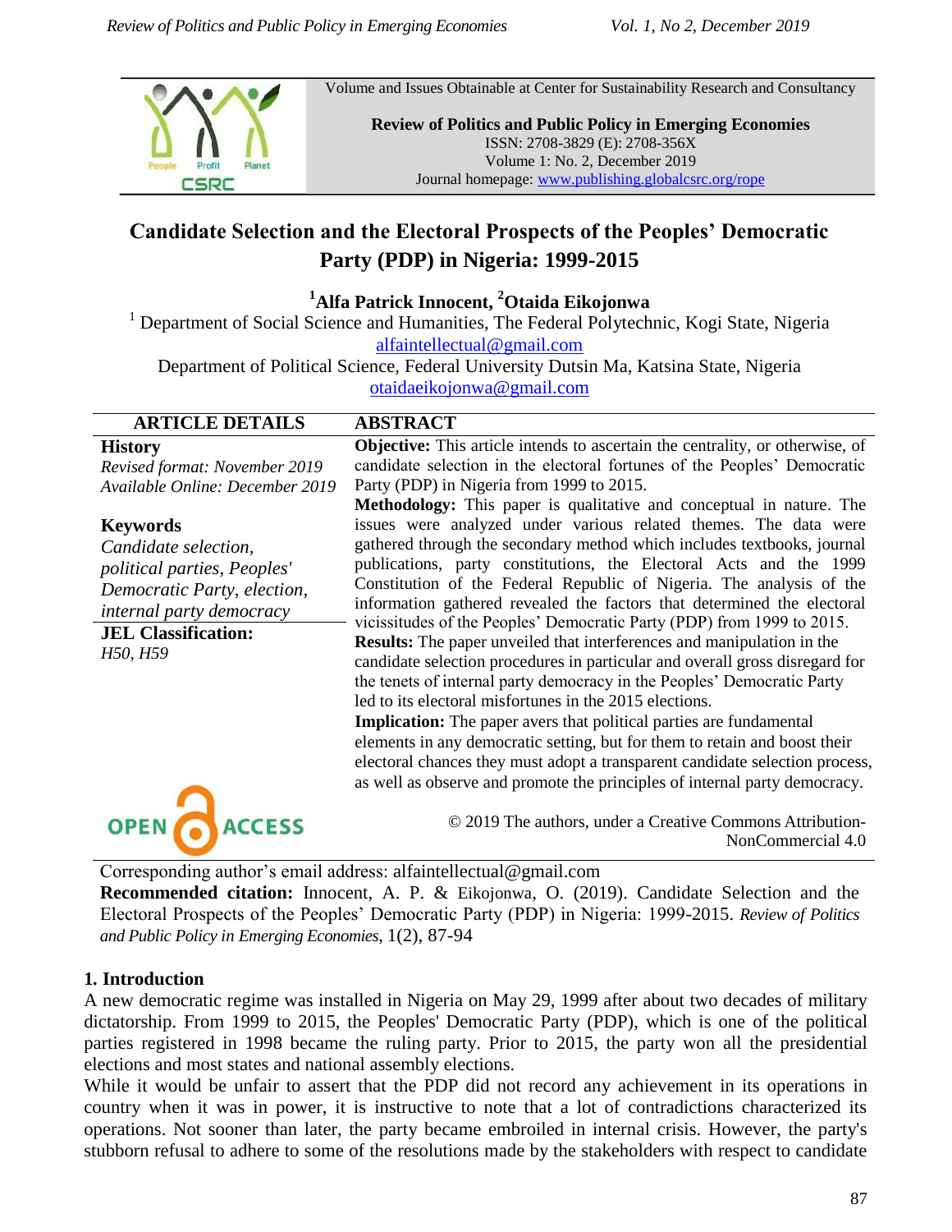Volume and Issues Obtainable at Center for Sustainability Research and Consultancy

**Review of Politics and Public Policy in Emerging Economies**
ISSN: 2708-3829 (E): 2708-356X
Volume 1: No. 2, December 2019
Journal homepage: www.publishing.globalcsrc.org/rope

# Candidate Selection and the Electoral Prospects of the Peoples' Democratic Party (PDP) in Nigeria: 1999-2015

**[1]Alfa Patrick Innocent, [2]Otaida Eikojonwa**

[1] Department of Social Science and Humanities, The Federal Polytechnic, Kogi State, Nigeria
alfaintellectual@gmail.com
Department of Political Science, Federal University Dutsin Ma, Katsina State, Nigeria
otaidaeikojonwa@gmail.com

| ARTICLE DETAILS | ABSTRACT |
|---|---|
| **History**<br>*Revised format: November 2019*<br>*Available Online: December 2019*<br><br>**Keywords**<br>*Candidate selection, political parties, Peoples' Democratic Party, election, internal party democracy*<br><br>**JEL Classification:**<br>*H50, H59* | **Objective:** This article intends to ascertain the centrality, or otherwise, of candidate selection in the electoral fortunes of the Peoples' Democratic Party (PDP) in Nigeria from 1999 to 2015.<br>**Methodology:** This paper is qualitative and conceptual in nature. The issues were analyzed under various related themes. The data were gathered through the secondary method which includes textbooks, journal publications, party constitutions, the Electoral Acts and the 1999 Constitution of the Federal Republic of Nigeria. The analysis of the information gathered revealed the factors that determined the electoral vicissitudes of the Peoples' Democratic Party (PDP) from 1999 to 2015.<br>**Results:** The paper unveiled that interferences and manipulation in the candidate selection procedures in particular and overall gross disregard for the tenets of internal party democracy in the Peoples' Democratic Party led to its electoral misfortunes in the 2015 elections.<br>**Implication:** The paper avers that political parties are fundamental elements in any democratic setting, but for them to retain and boost their electoral chances they must adopt a transparent candidate selection process, as well as observe and promote the principles of internal party democracy. |

OPEN ACCESS

© 2019 The authors, under a Creative Commons Attribution-NonCommercial 4.0

Corresponding author's email address: alfaintellectual@gmail.com

**Recommended citation:** Innocent, A. P. & Eikojonwa, O. (2019). Candidate Selection and the Electoral Prospects of the Peoples' Democratic Party (PDP) in Nigeria: 1999-2015. *Review of Politics and Public Policy in Emerging Economies*, 1(2), 87-94

## 1. Introduction

A new democratic regime was installed in Nigeria on May 29, 1999 after about two decades of military dictatorship. From 1999 to 2015, the Peoples' Democratic Party (PDP), which is one of the political parties registered in 1998 became the ruling party. Prior to 2015, the party won all the presidential elections and most states and national assembly elections.

While it would be unfair to assert that the PDP did not record any achievement in its operations in country when it was in power, it is instructive to note that a lot of contradictions characterized its operations. Not sooner than later, the party became embroiled in internal crisis. However, the party's stubborn refusal to adhere to some of the resolutions made by the stakeholders with respect to candidate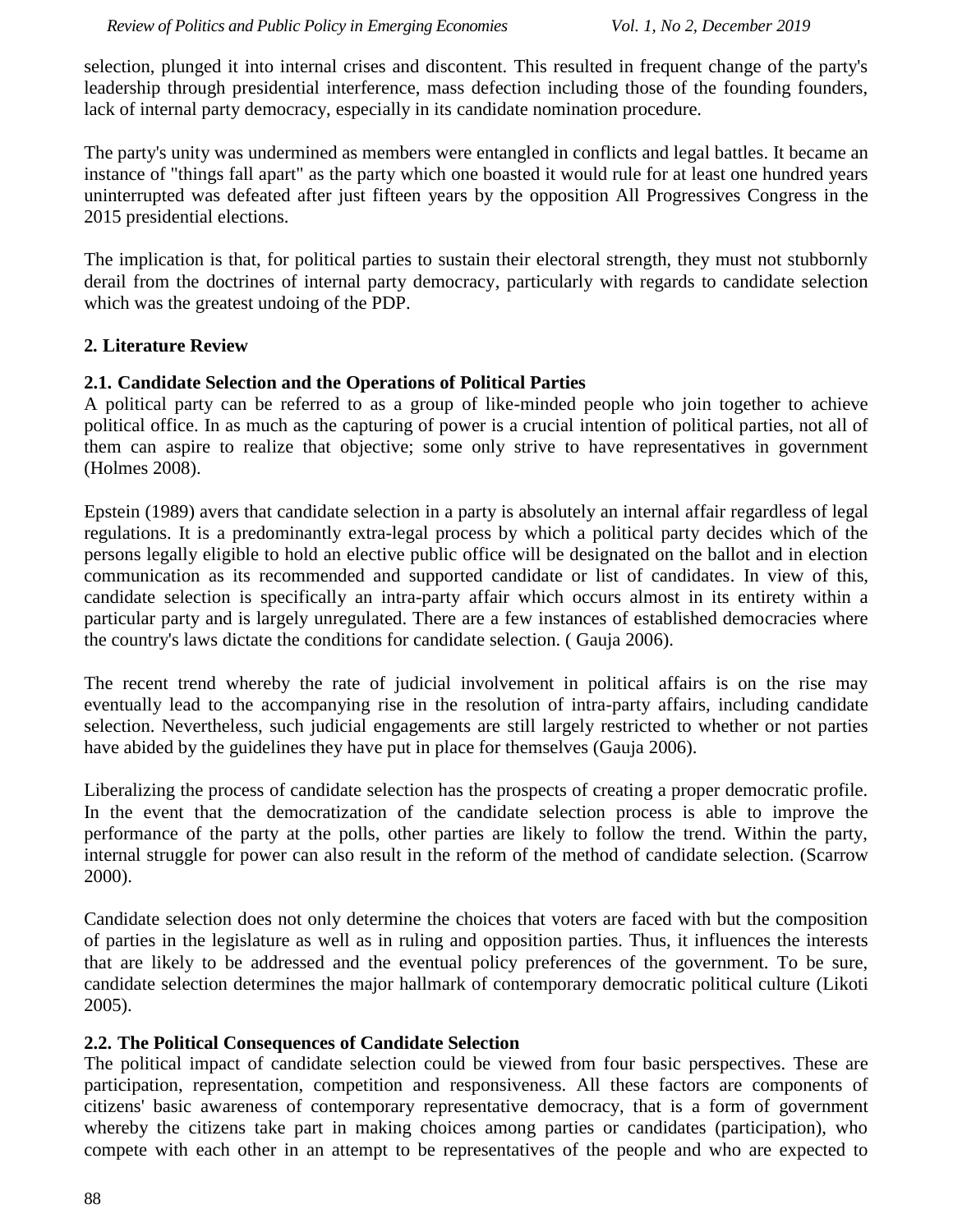selection, plunged it into internal crises and discontent. This resulted in frequent change of the party's leadership through presidential interference, mass defection including those of the founding founders, lack of internal party democracy, especially in its candidate nomination procedure.

The party's unity was undermined as members were entangled in conflicts and legal battles. It became an instance of "things fall apart" as the party which one boasted it would rule for at least one hundred years uninterrupted was defeated after just fifteen years by the opposition All Progressives Congress in the 2015 presidential elections.

The implication is that, for political parties to sustain their electoral strength, they must not stubbornly derail from the doctrines of internal party democracy, particularly with regards to candidate selection which was the greatest undoing of the PDP.

## 2. Literature Review

### 2.1. Candidate Selection and the Operations of Political Parties

A political party can be referred to as a group of like-minded people who join together to achieve political office. In as much as the capturing of power is a crucial intention of political parties, not all of them can aspire to realize that objective; some only strive to have representatives in government (Holmes 2008).

Epstein (1989) avers that candidate selection in a party is absolutely an internal affair regardless of legal regulations. It is a predominantly extra-legal process by which a political party decides which of the persons legally eligible to hold an elective public office will be designated on the ballot and in election communication as its recommended and supported candidate or list of candidates. In view of this, candidate selection is specifically an intra-party affair which occurs almost in its entirety within a particular party and is largely unregulated. There are a few instances of established democracies where the country's laws dictate the conditions for candidate selection. ( Gauja 2006).

The recent trend whereby the rate of judicial involvement in political affairs is on the rise may eventually lead to the accompanying rise in the resolution of intra-party affairs, including candidate selection. Nevertheless, such judicial engagements are still largely restricted to whether or not parties have abided by the guidelines they have put in place for themselves (Gauja 2006).

Liberalizing the process of candidate selection has the prospects of creating a proper democratic profile. In the event that the democratization of the candidate selection process is able to improve the performance of the party at the polls, other parties are likely to follow the trend. Within the party, internal struggle for power can also result in the reform of the method of candidate selection. (Scarrow 2000).

Candidate selection does not only determine the choices that voters are faced with but the composition of parties in the legislature as well as in ruling and opposition parties. Thus, it influences the interests that are likely to be addressed and the eventual policy preferences of the government. To be sure, candidate selection determines the major hallmark of contemporary democratic political culture (Likoti 2005).

### 2.2. The Political Consequences of Candidate Selection

The political impact of candidate selection could be viewed from four basic perspectives. These are participation, representation, competition and responsiveness. All these factors are components of citizens' basic awareness of contemporary representative democracy, that is a form of government whereby the citizens take part in making choices among parties or candidates (participation), who compete with each other in an attempt to be representatives of the people and who are expected to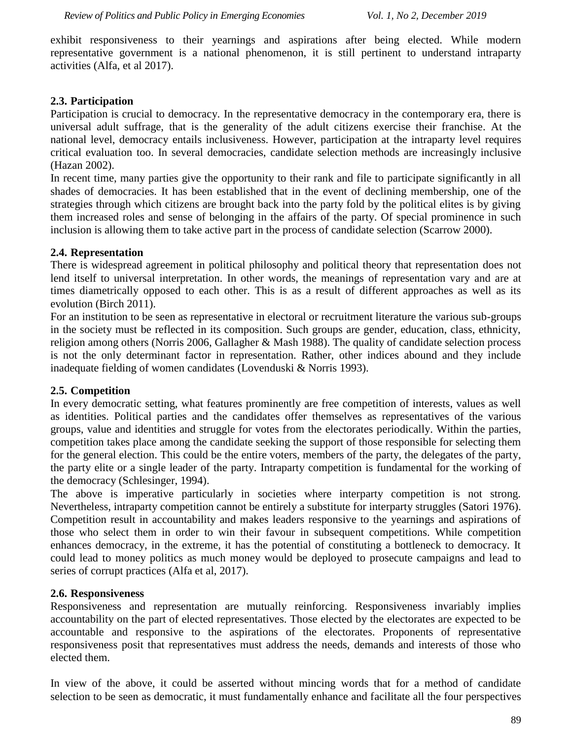exhibit responsiveness to their yearnings and aspirations after being elected. While modern representative government is a national phenomenon, it is still pertinent to understand intraparty activities (Alfa, et al 2017).

### 2.3. Participation

Participation is crucial to democracy. In the representative democracy in the contemporary era, there is universal adult suffrage, that is the generality of the adult citizens exercise their franchise. At the national level, democracy entails inclusiveness. However, participation at the intraparty level requires critical evaluation too. In several democracies, candidate selection methods are increasingly inclusive (Hazan 2002).

In recent time, many parties give the opportunity to their rank and file to participate significantly in all shades of democracies. It has been established that in the event of declining membership, one of the strategies through which citizens are brought back into the party fold by the political elites is by giving them increased roles and sense of belonging in the affairs of the party. Of special prominence in such inclusion is allowing them to take active part in the process of candidate selection (Scarrow 2000).

### 2.4. Representation

There is widespread agreement in political philosophy and political theory that representation does not lend itself to universal interpretation. In other words, the meanings of representation vary and are at times diametrically opposed to each other. This is as a result of different approaches as well as its evolution (Birch 2011).

For an institution to be seen as representative in electoral or recruitment literature the various sub-groups in the society must be reflected in its composition. Such groups are gender, education, class, ethnicity, religion among others (Norris 2006, Gallagher & Mash 1988). The quality of candidate selection process is not the only determinant factor in representation. Rather, other indices abound and they include inadequate fielding of women candidates (Lovenduski & Norris 1993).

### 2.5. Competition

In every democratic setting, what features prominently are free competition of interests, values as well as identities. Political parties and the candidates offer themselves as representatives of the various groups, value and identities and struggle for votes from the electorates periodically. Within the parties, competition takes place among the candidate seeking the support of those responsible for selecting them for the general election. This could be the entire voters, members of the party, the delegates of the party, the party elite or a single leader of the party. Intraparty competition is fundamental for the working of the democracy (Schlesinger, 1994).

The above is imperative particularly in societies where interparty competition is not strong. Nevertheless, intraparty competition cannot be entirely a substitute for interparty struggles (Satori 1976). Competition result in accountability and makes leaders responsive to the yearnings and aspirations of those who select them in order to win their favour in subsequent competitions. While competition enhances democracy, in the extreme, it has the potential of constituting a bottleneck to democracy. It could lead to money politics as much money would be deployed to prosecute campaigns and lead to series of corrupt practices (Alfa et al, 2017).

### 2.6. Responsiveness

Responsiveness and representation are mutually reinforcing. Responsiveness invariably implies accountability on the part of elected representatives. Those elected by the electorates are expected to be accountable and responsive to the aspirations of the electorates. Proponents of representative responsiveness posit that representatives must address the needs, demands and interests of those who elected them.

In view of the above, it could be asserted without mincing words that for a method of candidate selection to be seen as democratic, it must fundamentally enhance and facilitate all the four perspectives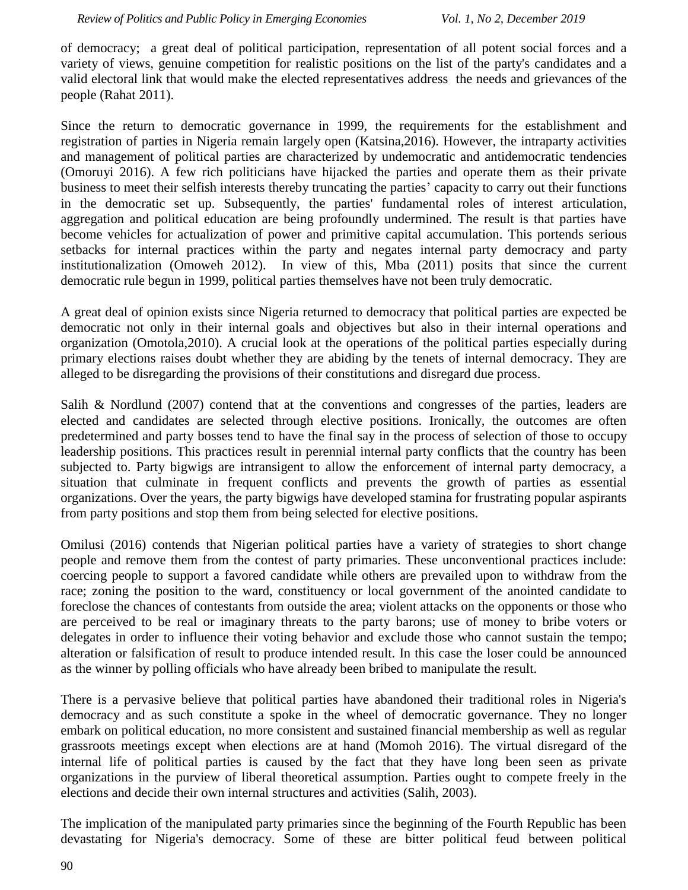of democracy;  a great deal of political participation, representation of all potent social forces and a variety of views, genuine competition for realistic positions on the list of the party's candidates and a valid electoral link that would make the elected representatives address  the needs and grievances of the people (Rahat 2011).

Since the return to democratic governance in 1999, the requirements for the establishment and registration of parties in Nigeria remain largely open (Katsina,2016). However, the intraparty activities and management of political parties are characterized by undemocratic and antidemocratic tendencies (Omoruyi 2016). A few rich politicians have hijacked the parties and operate them as their private business to meet their selfish interests thereby truncating the parties' capacity to carry out their functions in the democratic set up. Subsequently, the parties' fundamental roles of interest articulation, aggregation and political education are being profoundly undermined. The result is that parties have become vehicles for actualization of power and primitive capital accumulation. This portends serious setbacks for internal practices within the party and negates internal party democracy and party institutionalization (Omoweh 2012).  In view of this, Mba (2011) posits that since the current democratic rule begun in 1999, political parties themselves have not been truly democratic.

A great deal of opinion exists since Nigeria returned to democracy that political parties are expected be democratic not only in their internal goals and objectives but also in their internal operations and organization (Omotola,2010). A crucial look at the operations of the political parties especially during primary elections raises doubt whether they are abiding by the tenets of internal democracy. They are alleged to be disregarding the provisions of their constitutions and disregard due process.

Salih & Nordlund (2007) contend that at the conventions and congresses of the parties, leaders are elected and candidates are selected through elective positions. Ironically, the outcomes are often predetermined and party bosses tend to have the final say in the process of selection of those to occupy leadership positions. This practices result in perennial internal party conflicts that the country has been subjected to. Party bigwigs are intransigent to allow the enforcement of internal party democracy, a situation that culminate in frequent conflicts and prevents the growth of parties as essential organizations. Over the years, the party bigwigs have developed stamina for frustrating popular aspirants from party positions and stop them from being selected for elective positions.

Omilusi (2016) contends that Nigerian political parties have a variety of strategies to short change people and remove them from the contest of party primaries. These unconventional practices include: coercing people to support a favored candidate while others are prevailed upon to withdraw from the race; zoning the position to the ward, constituency or local government of the anointed candidate to foreclose the chances of contestants from outside the area; violent attacks on the opponents or those who are perceived to be real or imaginary threats to the party barons; use of money to bribe voters or delegates in order to influence their voting behavior and exclude those who cannot sustain the tempo; alteration or falsification of result to produce intended result. In this case the loser could be announced as the winner by polling officials who have already been bribed to manipulate the result.

There is a pervasive believe that political parties have abandoned their traditional roles in Nigeria's democracy and as such constitute a spoke in the wheel of democratic governance. They no longer embark on political education, no more consistent and sustained financial membership as well as regular grassroots meetings except when elections are at hand (Momoh 2016). The virtual disregard of the internal life of political parties is caused by the fact that they have long been seen as private organizations in the purview of liberal theoretical assumption. Parties ought to compete freely in the elections and decide their own internal structures and activities (Salih, 2003).

The implication of the manipulated party primaries since the beginning of the Fourth Republic has been devastating for Nigeria's democracy. Some of these are bitter political feud between political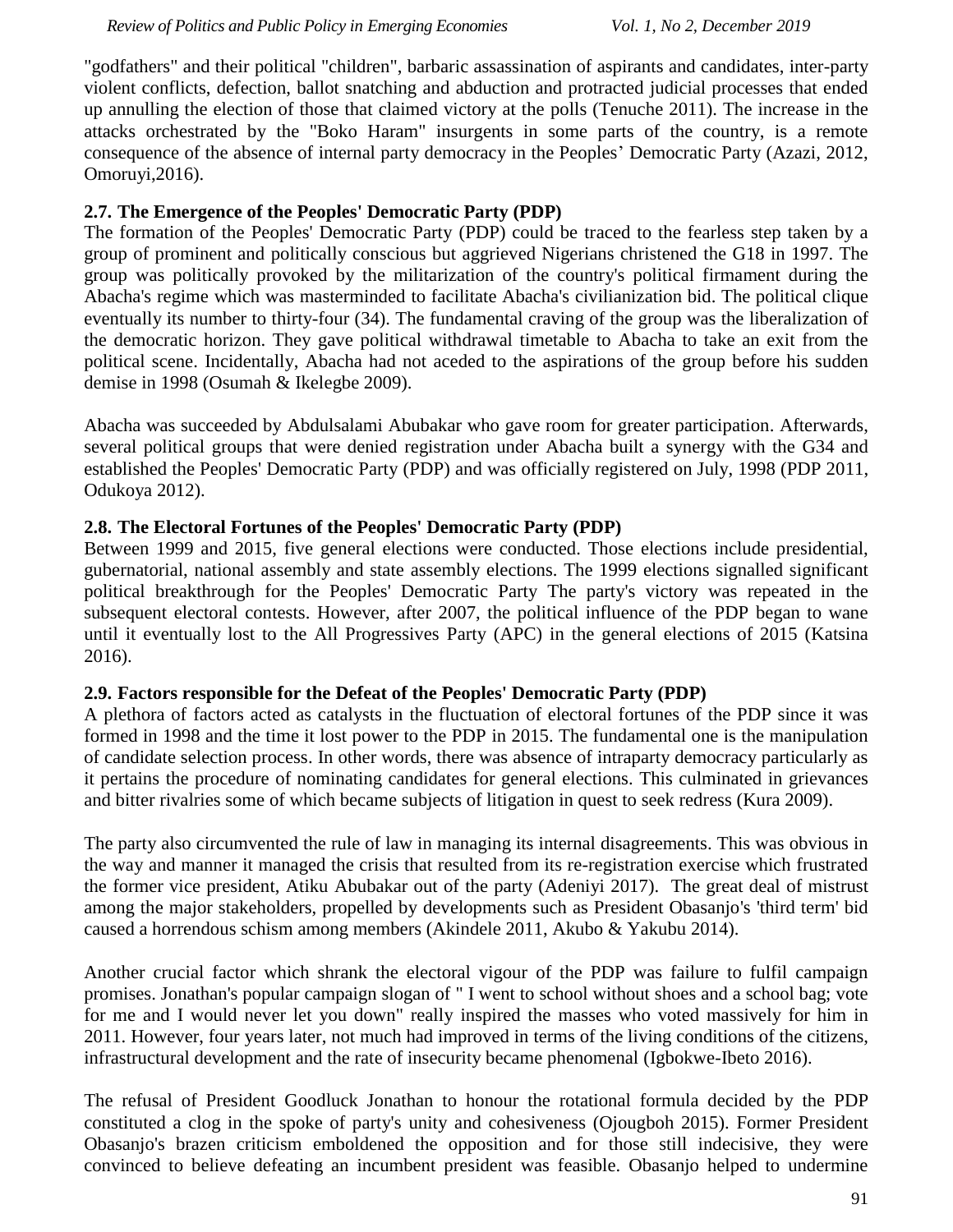"godfathers" and their political "children", barbaric assassination of aspirants and candidates, inter-party violent conflicts, defection, ballot snatching and abduction and protracted judicial processes that ended up annulling the election of those that claimed victory at the polls (Tenuche 2011). The increase in the attacks orchestrated by the "Boko Haram" insurgents in some parts of the country, is a remote consequence of the absence of internal party democracy in the Peoples' Democratic Party (Azazi, 2012, Omoruyi,2016).

### 2.7. The Emergence of the Peoples' Democratic Party (PDP)

The formation of the Peoples' Democratic Party (PDP) could be traced to the fearless step taken by a group of prominent and politically conscious but aggrieved Nigerians christened the G18 in 1997. The group was politically provoked by the militarization of the country's political firmament during the Abacha's regime which was masterminded to facilitate Abacha's civilianization bid. The political clique eventually its number to thirty-four (34). The fundamental craving of the group was the liberalization of the democratic horizon. They gave political withdrawal timetable to Abacha to take an exit from the political scene. Incidentally, Abacha had not aceded to the aspirations of the group before his sudden demise in 1998 (Osumah & Ikelegbe 2009).

Abacha was succeeded by Abdulsalami Abubakar who gave room for greater participation. Afterwards, several political groups that were denied registration under Abacha built a synergy with the G34 and established the Peoples' Democratic Party (PDP) and was officially registered on July, 1998 (PDP 2011, Odukoya 2012).

### 2.8. The Electoral Fortunes of the Peoples' Democratic Party (PDP)

Between 1999 and 2015, five general elections were conducted. Those elections include presidential, gubernatorial, national assembly and state assembly elections. The 1999 elections signalled significant political breakthrough for the Peoples' Democratic Party The party's victory was repeated in the subsequent electoral contests. However, after 2007, the political influence of the PDP began to wane until it eventually lost to the All Progressives Party (APC) in the general elections of 2015 (Katsina 2016).

### 2.9. Factors responsible for the Defeat of the Peoples' Democratic Party (PDP)

A plethora of factors acted as catalysts in the fluctuation of electoral fortunes of the PDP since it was formed in 1998 and the time it lost power to the PDP in 2015. The fundamental one is the manipulation of candidate selection process. In other words, there was absence of intraparty democracy particularly as it pertains the procedure of nominating candidates for general elections. This culminated in grievances and bitter rivalries some of which became subjects of litigation in quest to seek redress (Kura 2009).

The party also circumvented the rule of law in managing its internal disagreements. This was obvious in the way and manner it managed the crisis that resulted from its re-registration exercise which frustrated the former vice president, Atiku Abubakar out of the party (Adeniyi 2017). The great deal of mistrust among the major stakeholders, propelled by developments such as President Obasanjo's 'third term' bid caused a horrendous schism among members (Akindele 2011, Akubo & Yakubu 2014).

Another crucial factor which shrank the electoral vigour of the PDP was failure to fulfil campaign promises. Jonathan's popular campaign slogan of " I went to school without shoes and a school bag; vote for me and I would never let you down" really inspired the masses who voted massively for him in 2011. However, four years later, not much had improved in terms of the living conditions of the citizens, infrastructural development and the rate of insecurity became phenomenal (Igbokwe-Ibeto 2016).

The refusal of President Goodluck Jonathan to honour the rotational formula decided by the PDP constituted a clog in the spoke of party's unity and cohesiveness (Ojougboh 2015). Former President Obasanjo's brazen criticism emboldened the opposition and for those still indecisive, they were convinced to believe defeating an incumbent president was feasible. Obasanjo helped to undermine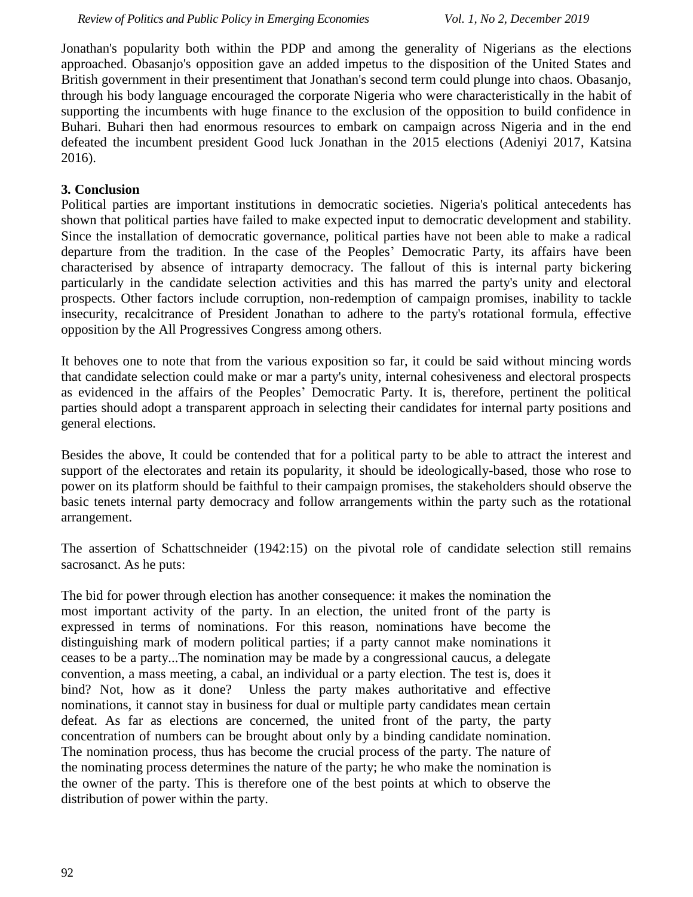Jonathan's popularity both within the PDP and among the generality of Nigerians as the elections approached. Obasanjo's opposition gave an added impetus to the disposition of the United States and British government in their presentiment that Jonathan's second term could plunge into chaos. Obasanjo, through his body language encouraged the corporate Nigeria who were characteristically in the habit of supporting the incumbents with huge finance to the exclusion of the opposition to build confidence in Buhari. Buhari then had enormous resources to embark on campaign across Nigeria and in the end defeated the incumbent president Good luck Jonathan in the 2015 elections (Adeniyi 2017, Katsina 2016).

## 3. Conclusion

Political parties are important institutions in democratic societies. Nigeria's political antecedents has shown that political parties have failed to make expected input to democratic development and stability. Since the installation of democratic governance, political parties have not been able to make a radical departure from the tradition. In the case of the Peoples' Democratic Party, its affairs have been characterised by absence of intraparty democracy. The fallout of this is internal party bickering particularly in the candidate selection activities and this has marred the party's unity and electoral prospects. Other factors include corruption, non-redemption of campaign promises, inability to tackle insecurity, recalcitrance of President Jonathan to adhere to the party's rotational formula, effective opposition by the All Progressives Congress among others.

It behoves one to note that from the various exposition so far, it could be said without mincing words that candidate selection could make or mar a party's unity, internal cohesiveness and electoral prospects as evidenced in the affairs of the Peoples' Democratic Party. It is, therefore, pertinent the political parties should adopt a transparent approach in selecting their candidates for internal party positions and general elections.

Besides the above, It could be contended that for a political party to be able to attract the interest and support of the electorates and retain its popularity, it should be ideologically-based, those who rose to power on its platform should be faithful to their campaign promises, the stakeholders should observe the basic tenets internal party democracy and follow arrangements within the party such as the rotational arrangement.

The assertion of Schattschneider (1942:15) on the pivotal role of candidate selection still remains sacrosanct. As he puts:

> The bid for power through election has another consequence: it makes the nomination the most important activity of the party. In an election, the united front of the party is expressed in terms of nominations. For this reason, nominations have become the distinguishing mark of modern political parties; if a party cannot make nominations it ceases to be a party...The nomination may be made by a congressional caucus, a delegate convention, a mass meeting, a cabal, an individual or a party election. The test is, does it bind? Not, how as it done? Unless the party makes authoritative and effective nominations, it cannot stay in business for dual or multiple party candidates mean certain defeat. As far as elections are concerned, the united front of the party, the party concentration of numbers can be brought about only by a binding candidate nomination. The nomination process, thus has become the crucial process of the party. The nature of the nominating process determines the nature of the party; he who make the nomination is the owner of the party. This is therefore one of the best points at which to observe the distribution of power within the party.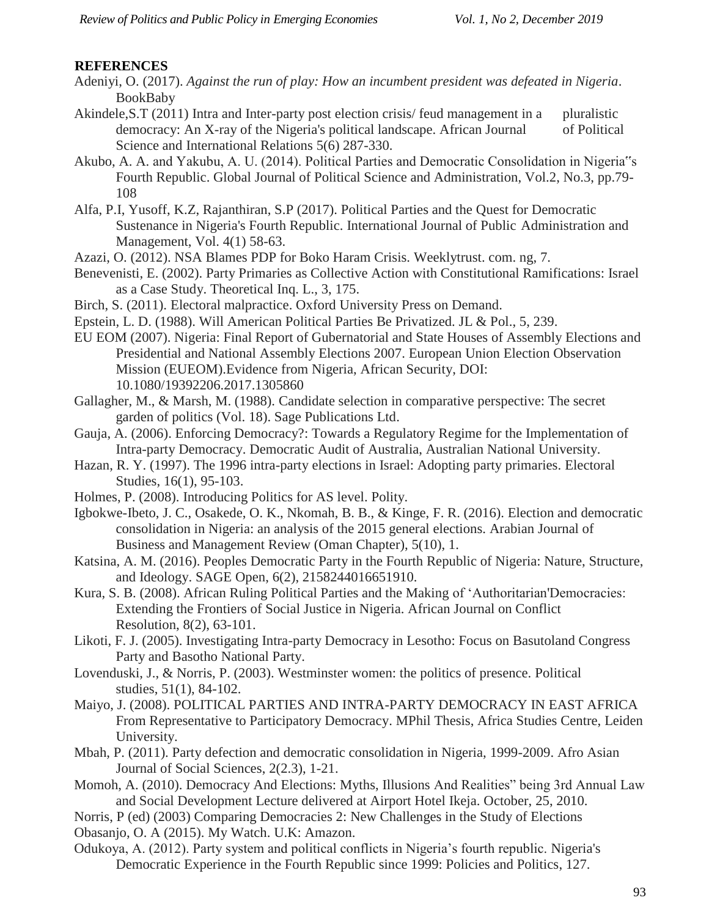## REFERENCES

Adeniyi, O. (2017). *Against the run of play: How an incumbent president was defeated in Nigeria*. BookBaby

Akindele,S.T (2011) Intra and Inter-party post election crisis/ feud management in a pluralistic democracy: An X-ray of the Nigeria's political landscape. African Journal of Political Science and International Relations 5(6) 287-330.

Akubo, A. A. and Yakubu, A. U. (2014). Political Parties and Democratic Consolidation in Nigeria‟s Fourth Republic. Global Journal of Political Science and Administration, Vol.2, No.3, pp.79-108

Alfa, P.I, Yusoff, K.Z, Rajanthiran, S.P (2017). Political Parties and the Quest for Democratic Sustenance in Nigeria's Fourth Republic. International Journal of Public Administration and Management, Vol. 4(1) 58-63.

Azazi, O. (2012). NSA Blames PDP for Boko Haram Crisis. Weeklytrust. com. ng, 7.

Benevenisti, E. (2002). Party Primaries as Collective Action with Constitutional Ramifications: Israel as a Case Study. Theoretical Inq. L., 3, 175.

Birch, S. (2011). Electoral malpractice. Oxford University Press on Demand.

Epstein, L. D. (1988). Will American Political Parties Be Privatized. JL & Pol., 5, 239.

EU EOM (2007). Nigeria: Final Report of Gubernatorial and State Houses of Assembly Elections and Presidential and National Assembly Elections 2007. European Union Election Observation Mission (EUEOM).Evidence from Nigeria, African Security, DOI: 10.1080/19392206.2017.1305860

Gallagher, M., & Marsh, M. (1988). Candidate selection in comparative perspective: The secret garden of politics (Vol. 18). Sage Publications Ltd.

Gauja, A. (2006). Enforcing Democracy?: Towards a Regulatory Regime for the Implementation of Intra-party Democracy. Democratic Audit of Australia, Australian National University.

Hazan, R. Y. (1997). The 1996 intra-party elections in Israel: Adopting party primaries. Electoral Studies, 16(1), 95-103.

Holmes, P. (2008). Introducing Politics for AS level. Polity.

Igbokwe-Ibeto, J. C., Osakede, O. K., Nkomah, B. B., & Kinge, F. R. (2016). Election and democratic consolidation in Nigeria: an analysis of the 2015 general elections. Arabian Journal of Business and Management Review (Oman Chapter), 5(10), 1.

Katsina, A. M. (2016). Peoples Democratic Party in the Fourth Republic of Nigeria: Nature, Structure, and Ideology. SAGE Open, 6(2), 2158244016651910.

Kura, S. B. (2008). African Ruling Political Parties and the Making of 'Authoritarian'Democracies: Extending the Frontiers of Social Justice in Nigeria. African Journal on Conflict Resolution, 8(2), 63-101.

Likoti, F. J. (2005). Investigating Intra-party Democracy in Lesotho: Focus on Basutoland Congress Party and Basotho National Party.

Lovenduski, J., & Norris, P. (2003). Westminster women: the politics of presence. Political studies, 51(1), 84-102.

Maiyo, J. (2008). POLITICAL PARTIES AND INTRA-PARTY DEMOCRACY IN EAST AFRICA From Representative to Participatory Democracy. MPhil Thesis, Africa Studies Centre, Leiden University.

Mbah, P. (2011). Party defection and democratic consolidation in Nigeria, 1999-2009. Afro Asian Journal of Social Sciences, 2(2.3), 1-21.

Momoh, A. (2010). Democracy And Elections: Myths, Illusions And Realities" being 3rd Annual Law and Social Development Lecture delivered at Airport Hotel Ikeja. October, 25, 2010.

Norris, P (ed) (2003) Comparing Democracies 2: New Challenges in the Study of Elections

Obasanjo, O. A (2015). My Watch. U.K: Amazon.

Odukoya, A. (2012). Party system and political conflicts in Nigeria's fourth republic. Nigeria's Democratic Experience in the Fourth Republic since 1999: Policies and Politics, 127.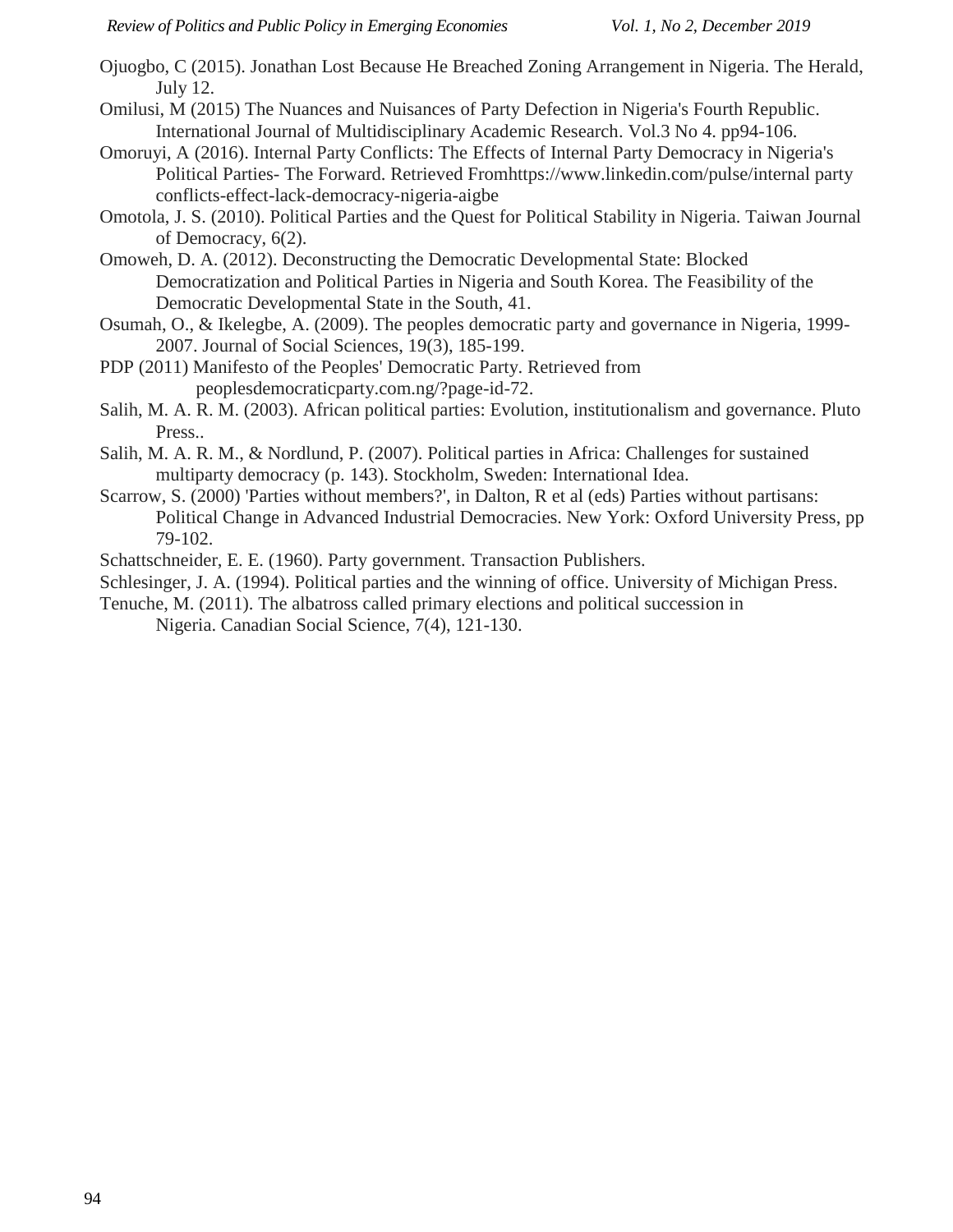Ojuogbo, C (2015). Jonathan Lost Because He Breached Zoning Arrangement in Nigeria. The Herald, July 12.

Omilusi, M (2015) The Nuances and Nuisances of Party Defection in Nigeria's Fourth Republic. International Journal of Multidisciplinary Academic Research. Vol.3 No 4. pp94-106.

Omoruyi, A (2016). Internal Party Conflicts: The Effects of Internal Party Democracy in Nigeria's Political Parties- The Forward. Retrieved Fromhttps://www.linkedin.com/pulse/internal party conflicts-effect-lack-democracy-nigeria-aigbe

Omotola, J. S. (2010). Political Parties and the Quest for Political Stability in Nigeria. Taiwan Journal of Democracy, 6(2).

Omoweh, D. A. (2012). Deconstructing the Democratic Developmental State: Blocked Democratization and Political Parties in Nigeria and South Korea. The Feasibility of the Democratic Developmental State in the South, 41.

Osumah, O., & Ikelegbe, A. (2009). The peoples democratic party and governance in Nigeria, 1999-2007. Journal of Social Sciences, 19(3), 185-199.

PDP (2011) Manifesto of the Peoples' Democratic Party. Retrieved from peoplesdemocraticparty.com.ng/?page-id-72.

Salih, M. A. R. M. (2003). African political parties: Evolution, institutionalism and governance. Pluto Press..

Salih, M. A. R. M., & Nordlund, P. (2007). Political parties in Africa: Challenges for sustained multiparty democracy (p. 143). Stockholm, Sweden: International Idea.

Scarrow, S. (2000) 'Parties without members?', in Dalton, R et al (eds) Parties without partisans: Political Change in Advanced Industrial Democracies. New York: Oxford University Press, pp 79-102.

Schattschneider, E. E. (1960). Party government. Transaction Publishers.

Schlesinger, J. A. (1994). Political parties and the winning of office. University of Michigan Press.

Tenuche, M. (2011). The albatross called primary elections and political succession in Nigeria. Canadian Social Science, 7(4), 121-130.